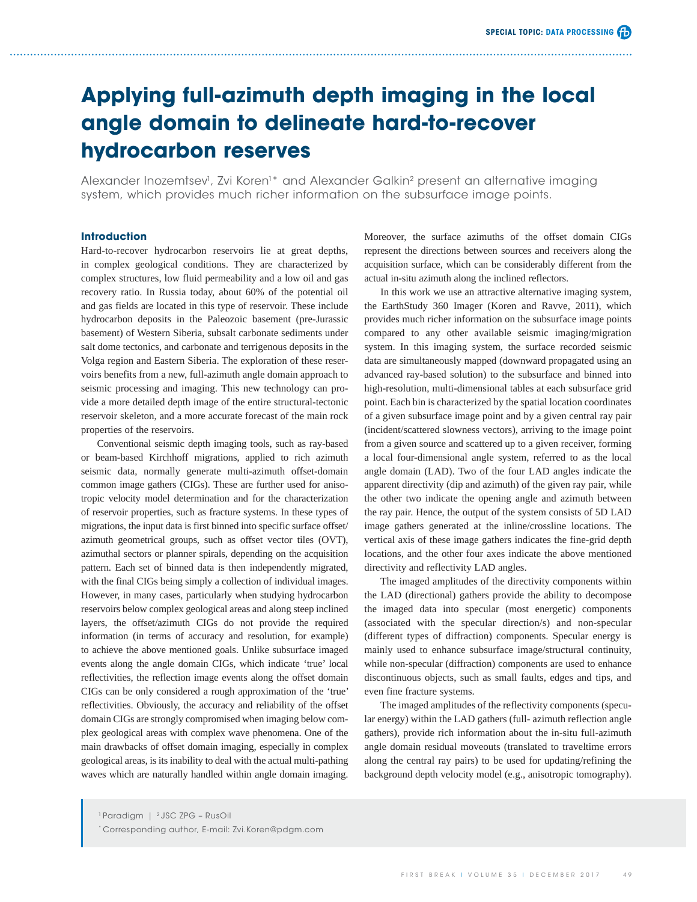# Applying full-azimuth depth imaging in the local angle domain to delineate hard-to-recover hydrocarbon reserves

Alexander Inozemtsev[1], Zvi Koren[1]* and Alexander Galkin[2] present an alternative imaging system, which provides much richer information on the subsurface image points.

## Introduction

Hard-to-recover hydrocarbon reservoirs lie at great depths, in complex geological conditions. They are characterized by complex structures, low fluid permeability and a low oil and gas recovery ratio. In Russia today, about 60% of the potential oil and gas fields are located in this type of reservoir. These include hydrocarbon deposits in the Paleozoic basement (pre-Jurassic basement) of Western Siberia, subsalt carbonate sediments under salt dome tectonics, and carbonate and terrigenous deposits in the Volga region and Eastern Siberia. The exploration of these reservoirs benefits from a new, full-azimuth angle domain approach to seismic processing and imaging. This new technology can provide a more detailed depth image of the entire structural-tectonic reservoir skeleton, and a more accurate forecast of the main rock properties of the reservoirs.

Conventional seismic depth imaging tools, such as ray-based or beam-based Kirchhoff migrations, applied to rich azimuth seismic data, normally generate multi-azimuth offset-domain common image gathers (CIGs). These are further used for anisotropic velocity model determination and for the characterization of reservoir properties, such as fracture systems. In these types of migrations, the input data is first binned into specific surface offset/azimuth geometrical groups, such as offset vector tiles (OVT), azimuthal sectors or planner spirals, depending on the acquisition pattern. Each set of binned data is then independently migrated, with the final CIGs being simply a collection of individual images. However, in many cases, particularly when studying hydrocarbon reservoirs below complex geological areas and along steep inclined layers, the offset/azimuth CIGs do not provide the required information (in terms of accuracy and resolution, for example) to achieve the above mentioned goals. Unlike subsurface imaged events along the angle domain CIGs, which indicate 'true' local reflectivities, the reflection image events along the offset domain CIGs can be only considered a rough approximation of the 'true' reflectivities. Obviously, the accuracy and reliability of the offset domain CIGs are strongly compromised when imaging below complex geological areas with complex wave phenomena. One of the main drawbacks of offset domain imaging, especially in complex geological areas, is its inability to deal with the actual multi-pathing waves which are naturally handled within angle domain imaging. Moreover, the surface azimuths of the offset domain CIGs represent the directions between sources and receivers along the acquisition surface, which can be considerably different from the actual in-situ azimuth along the inclined reflectors.

In this work we use an attractive alternative imaging system, the EarthStudy 360 Imager (Koren and Ravve, 2011), which provides much richer information on the subsurface image points compared to any other available seismic imaging/migration system. In this imaging system, the surface recorded seismic data are simultaneously mapped (downward propagated using an advanced ray-based solution) to the subsurface and binned into high-resolution, multi-dimensional tables at each subsurface grid point. Each bin is characterized by the spatial location coordinates of a given subsurface image point and by a given central ray pair (incident/scattered slowness vectors), arriving to the image point from a given source and scattered up to a given receiver, forming a local four-dimensional angle system, referred to as the local angle domain (LAD). Two of the four LAD angles indicate the apparent directivity (dip and azimuth) of the given ray pair, while the other two indicate the opening angle and azimuth between the ray pair. Hence, the output of the system consists of 5D LAD image gathers generated at the inline/crossline locations. The vertical axis of these image gathers indicates the fine-grid depth locations, and the other four axes indicate the above mentioned directivity and reflectivity LAD angles.

The imaged amplitudes of the directivity components within the LAD (directional) gathers provide the ability to decompose the imaged data into specular (most energetic) components (associated with the specular direction/s) and non-specular (different types of diffraction) components. Specular energy is mainly used to enhance subsurface image/structural continuity, while non-specular (diffraction) components are used to enhance discontinuous objects, such as small faults, edges and tips, and even fine fracture systems.

The imaged amplitudes of the reflectivity components (specular energy) within the LAD gathers (full- azimuth reflection angle gathers), provide rich information about the in-situ full-azimuth angle domain residual moveouts (translated to traveltime errors along the central ray pairs) to be used for updating/refining the background depth velocity model (e.g., anisotropic tomography).

[1] Paradigm | [2] JSC ZPG – RusOil

* Corresponding author, E-mail: Zvi.Koren@pdgm.com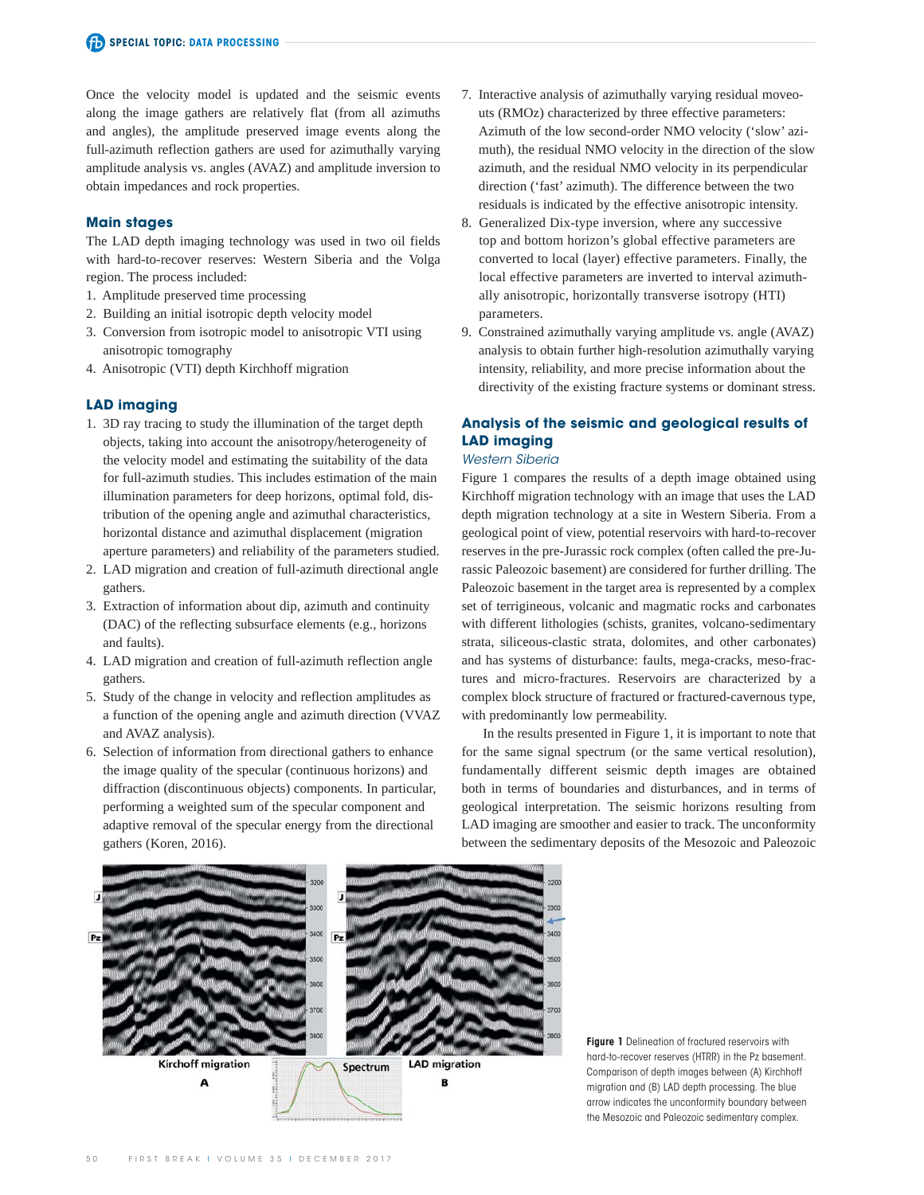Once the velocity model is updated and the seismic events along the image gathers are relatively flat (from all azimuths and angles), the amplitude preserved image events along the full-azimuth reflection gathers are used for azimuthally varying amplitude analysis vs. angles (AVAZ) and amplitude inversion to obtain impedances and rock properties.

### Main stages

The LAD depth imaging technology was used in two oil fields with hard-to-recover reserves: Western Siberia and the Volga region. The process included:

1. Amplitude preserved time processing
2. Building an initial isotropic depth velocity model
3. Conversion from isotropic model to anisotropic VTI using anisotropic tomography
4. Anisotropic (VTI) depth Kirchhoff migration

### LAD imaging

1. 3D ray tracing to study the illumination of the target depth objects, taking into account the anisotropy/heterogeneity of the velocity model and estimating the suitability of the data for full-azimuth studies. This includes estimation of the main illumination parameters for deep horizons, optimal fold, distribution of the opening angle and azimuthal characteristics, horizontal distance and azimuthal displacement (migration aperture parameters) and reliability of the parameters studied.
2. LAD migration and creation of full-azimuth directional angle gathers.
3. Extraction of information about dip, azimuth and continuity (DAC) of the reflecting subsurface elements (e.g., horizons and faults).
4. LAD migration and creation of full-azimuth reflection angle gathers.
5. Study of the change in velocity and reflection amplitudes as a function of the opening angle and azimuth direction (VVAZ and AVAZ analysis).
6. Selection of information from directional gathers to enhance the image quality of the specular (continuous horizons) and diffraction (discontinuous objects) components. In particular, performing a weighted sum of the specular component and adaptive removal of the specular energy from the directional gathers (Koren, 2016).
7. Interactive analysis of azimuthally varying residual moveouts (RMOz) characterized by three effective parameters: Azimuth of the low second-order NMO velocity ('slow' azimuth), the residual NMO velocity in the direction of the slow azimuth, and the residual NMO velocity in its perpendicular direction ('fast' azimuth). The difference between the two residuals is indicated by the effective anisotropic intensity.
8. Generalized Dix-type inversion, where any successive top and bottom horizon's global effective parameters are converted to local (layer) effective parameters. Finally, the local effective parameters are inverted to interval azimuthally anisotropic, horizontally transverse isotropy (HTI) parameters.
9. Constrained azimuthally varying amplitude vs. angle (AVAZ) analysis to obtain further high-resolution azimuthally varying intensity, reliability, and more precise information about the directivity of the existing fracture systems or dominant stress.

### Analysis of the seismic and geological results of LAD imaging

#### *Western Siberia*

Figure 1 compares the results of a depth image obtained using Kirchhoff migration technology with an image that uses the LAD depth migration technology at a site in Western Siberia. From a geological point of view, potential reservoirs with hard-to-recover reserves in the pre-Jurassic rock complex (often called the pre-Jurassic Paleozoic basement) are considered for further drilling. The Paleozoic basement in the target area is represented by a complex set of terrigineous, volcanic and magmatic rocks and carbonates with different lithologies (schists, granites, volcano-sedimentary strata, siliceous-clastic strata, dolomites, and other carbonates) and has systems of disturbance: faults, mega-cracks, meso-fractures and micro-fractures. Reservoirs are characterized by a complex block structure of fractured or fractured-cavernous type, with predominantly low permeability.

In the results presented in Figure 1, it is important to note that for the same signal spectrum (or the same vertical resolution), fundamentally different seismic depth images are obtained both in terms of boundaries and disturbances, and in terms of geological interpretation. The seismic horizons resulting from LAD imaging are smoother and easier to track. The unconformity between the sedimentary deposits of the Mesozoic and Paleozoic

**Figure 1** Delineation of fractured reservoirs with hard-to-recover reserves (HTRR) in the Pz basement. Comparison of depth images between (A) Kirchhoff migration and (B) LAD depth processing. The blue arrow indicates the unconformity boundary between the Mesozoic and Paleozoic sedimentary complex.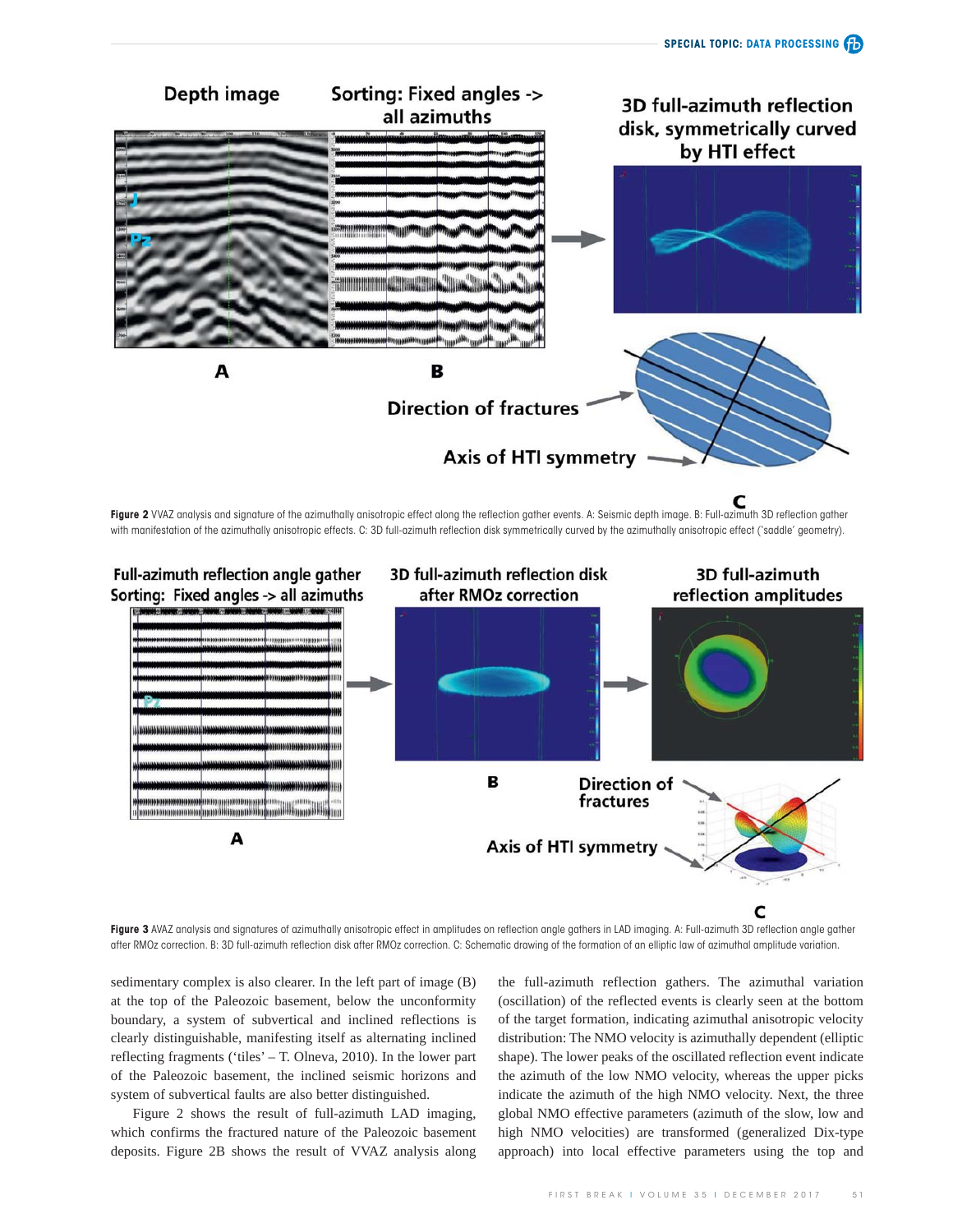**Figure 2** VVAZ analysis and signature of the azimuthally anisotropic effect along the reflection gather events. A: Seismic depth image. B: Full-azimuth 3D reflection gather with manifestation of the azimuthally anisotropic effects. C: 3D full-azimuth reflection disk symmetrically curved by the azimuthally anisotropic effect ('saddle' geometry).

**Figure 3** AVAZ analysis and signatures of azimuthally anisotropic effect in amplitudes on reflection angle gathers in LAD imaging. A: Full-azimuth 3D reflection angle gather after RMOz correction. B: 3D full-azimuth reflection disk after RMOz correction. C: Schematic drawing of the formation of an elliptic law of azimuthal amplitude variation.

sedimentary complex is also clearer. In the left part of image (B) at the top of the Paleozoic basement, below the unconformity boundary, a system of subvertical and inclined reflections is clearly distinguishable, manifesting itself as alternating inclined reflecting fragments ('tiles' – T. Olneva, 2010). In the lower part of the Paleozoic basement, the inclined seismic horizons and system of subvertical faults are also better distinguished.

Figure 2 shows the result of full-azimuth LAD imaging, which confirms the fractured nature of the Paleozoic basement deposits. Figure 2B shows the result of VVAZ analysis along the full-azimuth reflection gathers. The azimuthal variation (oscillation) of the reflected events is clearly seen at the bottom of the target formation, indicating azimuthal anisotropic velocity distribution: The NMO velocity is azimuthally dependent (elliptic shape). The lower peaks of the oscillated reflection event indicate the azimuth of the low NMO velocity, whereas the upper picks indicate the azimuth of the high NMO velocity. Next, the three global NMO effective parameters (azimuth of the slow, low and high NMO velocities) are transformed (generalized Dix-type approach) into local effective parameters using the top and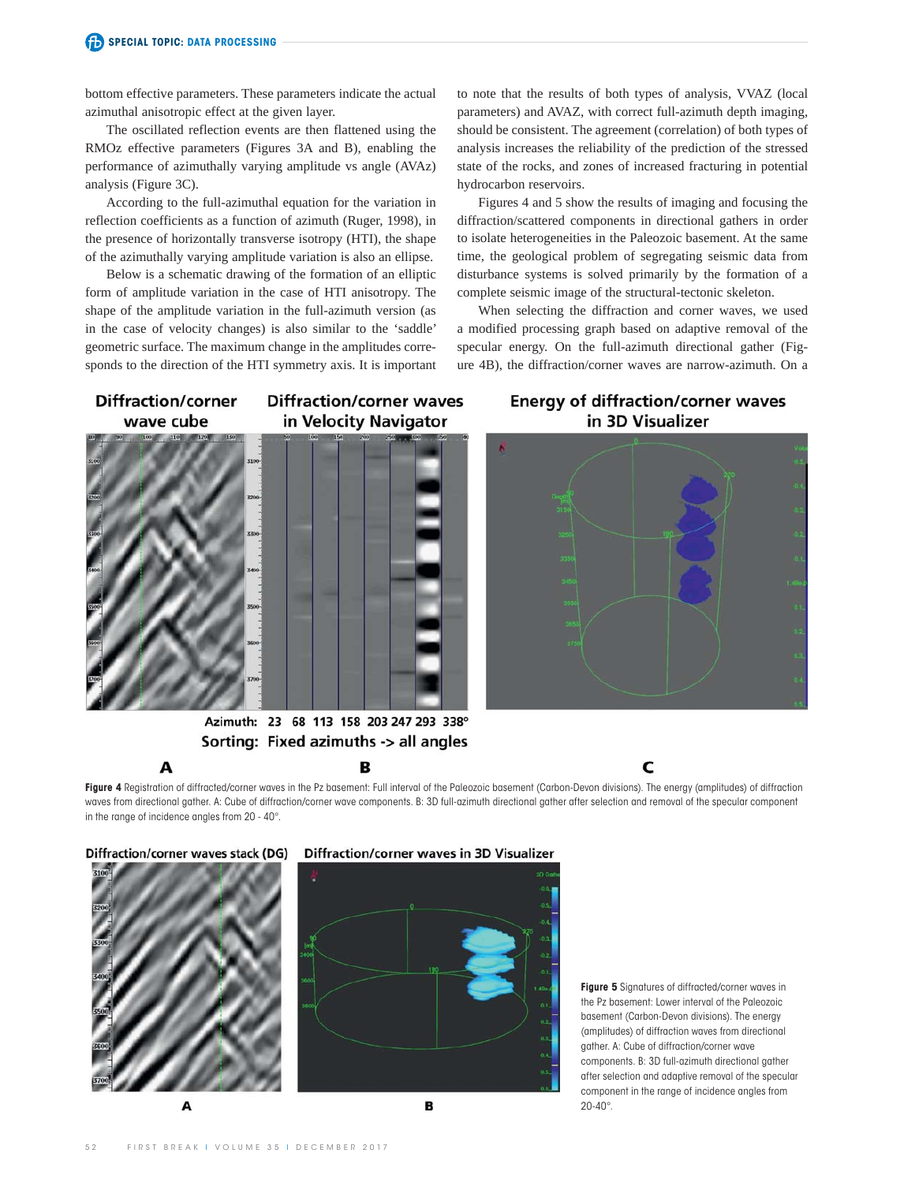bottom effective parameters. These parameters indicate the actual azimuthal anisotropic effect at the given layer.

The oscillated reflection events are then flattened using the RMOz effective parameters (Figures 3A and B), enabling the performance of azimuthally varying amplitude vs angle (AVAz) analysis (Figure 3C).

According to the full-azimuthal equation for the variation in reflection coefficients as a function of azimuth (Ruger, 1998), in the presence of horizontally transverse isotropy (HTI), the shape of the azimuthally varying amplitude variation is also an ellipse.

Below is a schematic drawing of the formation of an elliptic form of amplitude variation in the case of HTI anisotropy. The shape of the amplitude variation in the full-azimuth version (as in the case of velocity changes) is also similar to the 'saddle' geometric surface. The maximum change in the amplitudes corresponds to the direction of the HTI symmetry axis. It is important to note that the results of both types of analysis, VVAZ (local parameters) and AVAZ, with correct full-azimuth depth imaging, should be consistent. The agreement (correlation) of both types of analysis increases the reliability of the prediction of the stressed state of the rocks, and zones of increased fracturing in potential hydrocarbon reservoirs.

Figures 4 and 5 show the results of imaging and focusing the diffraction/scattered components in directional gathers in order to isolate heterogeneities in the Paleozoic basement. At the same time, the geological problem of segregating seismic data from disturbance systems is solved primarily by the formation of a complete seismic image of the structural-tectonic skeleton.

When selecting the diffraction and corner waves, we used a modified processing graph based on adaptive removal of the specular energy. On the full-azimuth directional gather (Figure 4B), the diffraction/corner waves are narrow-azimuth. On a

**Figure 4** Registration of diffracted/corner waves in the Pz basement: Full interval of the Paleozoic basement (Carbon-Devon divisions). The energy (amplitudes) of diffraction waves from directional gather. A: Cube of diffraction/corner wave components. B: 3D full-azimuth directional gather after selection and removal of the specular component in the range of incidence angles from 20 - 40°.

**Figure 5** Signatures of diffracted/corner waves in the Pz basement: Lower interval of the Paleozoic basement (Carbon-Devon divisions). The energy (amplitudes) of diffraction waves from directional gather. A: Cube of diffraction/corner wave components. B: 3D full-azimuth directional gather after selection and adaptive removal of the specular component in the range of incidence angles from 20-40°.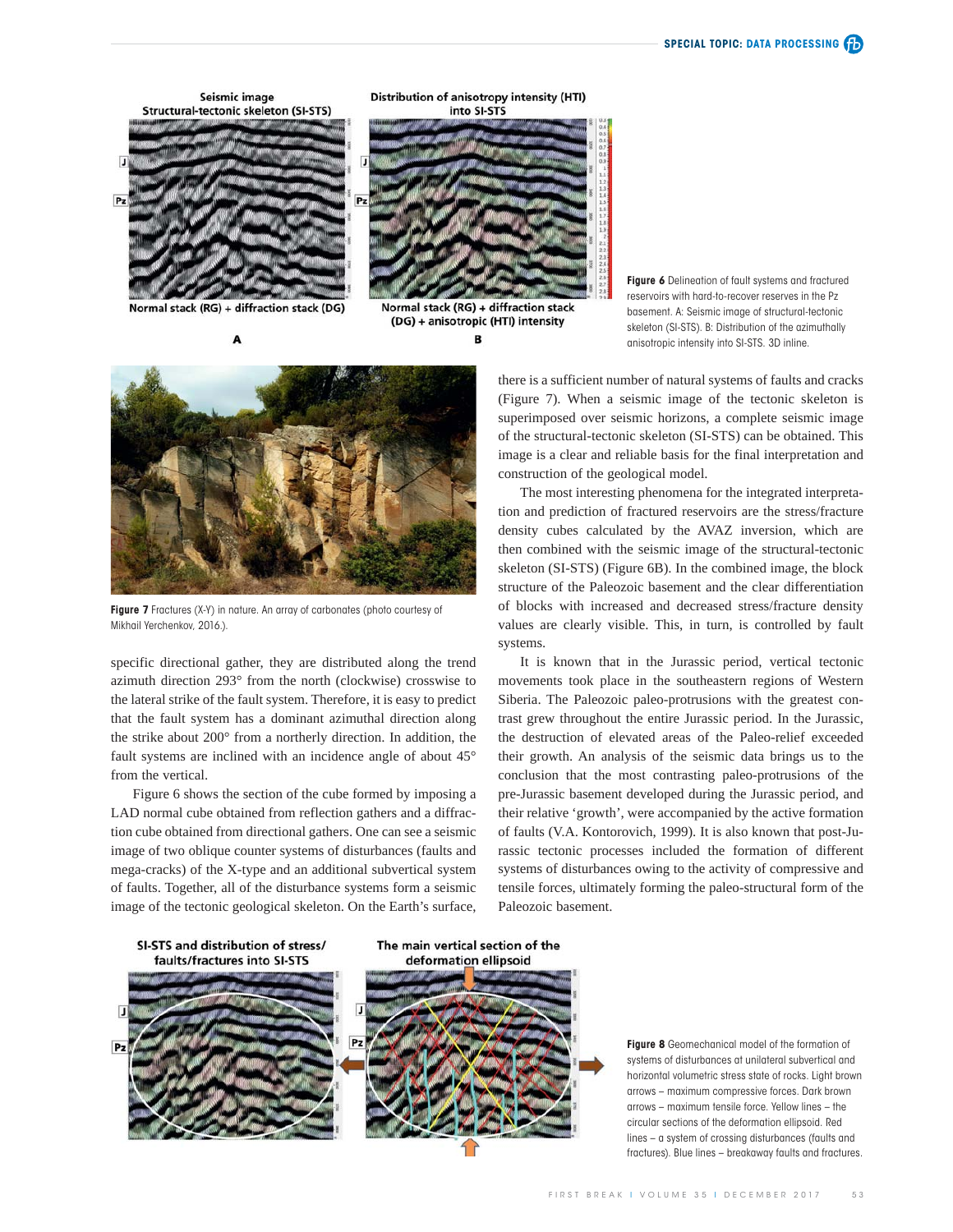Figure 6 Delineation of fault systems and fractured reservoirs with hard-to-recover reserves in the Pz basement. A: Seismic image of structural-tectonic skeleton (SI-STS). B: Distribution of the azimuthally anisotropic intensity into SI-STS. 3D inline.

Figure 7 Fractures (X-Y) in nature. An array of carbonates (photo courtesy of Mikhail Yerchenkov, 2016.).

specific directional gather, they are distributed along the trend azimuth direction 293° from the north (clockwise) crosswise to the lateral strike of the fault system. Therefore, it is easy to predict that the fault system has a dominant azimuthal direction along the strike about 200° from a northerly direction. In addition, the fault systems are inclined with an incidence angle of about 45° from the vertical.

Figure 6 shows the section of the cube formed by imposing a LAD normal cube obtained from reflection gathers and a diffraction cube obtained from directional gathers. One can see a seismic image of two oblique counter systems of disturbances (faults and mega-cracks) of the X-type and an additional subvertical system of faults. Together, all of the disturbance systems form a seismic image of the tectonic geological skeleton. On the Earth's surface, there is a sufficient number of natural systems of faults and cracks (Figure 7). When a seismic image of the tectonic skeleton is superimposed over seismic horizons, a complete seismic image of the structural-tectonic skeleton (SI-STS) can be obtained. This image is a clear and reliable basis for the final interpretation and construction of the geological model.

The most interesting phenomena for the integrated interpretation and prediction of fractured reservoirs are the stress/fracture density cubes calculated by the AVAZ inversion, which are then combined with the seismic image of the structural-tectonic skeleton (SI-STS) (Figure 6B). In the combined image, the block structure of the Paleozoic basement and the clear differentiation of blocks with increased and decreased stress/fracture density values are clearly visible. This, in turn, is controlled by fault systems.

It is known that in the Jurassic period, vertical tectonic movements took place in the southeastern regions of Western Siberia. The Paleozoic paleo-protrusions with the greatest contrast grew throughout the entire Jurassic period. In the Jurassic, the destruction of elevated areas of the Paleo-relief exceeded their growth. An analysis of the seismic data brings us to the conclusion that the most contrasting paleo-protrusions of the pre-Jurassic basement developed during the Jurassic period, and their relative 'growth', were accompanied by the active formation of faults (V.A. Kontorovich, 1999). It is also known that post-Jurassic tectonic processes included the formation of different systems of disturbances owing to the activity of compressive and tensile forces, ultimately forming the paleo-structural form of the Paleozoic basement.

Figure 8 Geomechanical model of the formation of systems of disturbances at unilateral subvertical and horizontal volumetric stress state of rocks. Light brown arrows – maximum compressive forces. Dark brown arrows – maximum tensile force. Yellow lines – the circular sections of the deformation ellipsoid. Red lines – a system of crossing disturbances (faults and fractures). Blue lines – breakaway faults and fractures.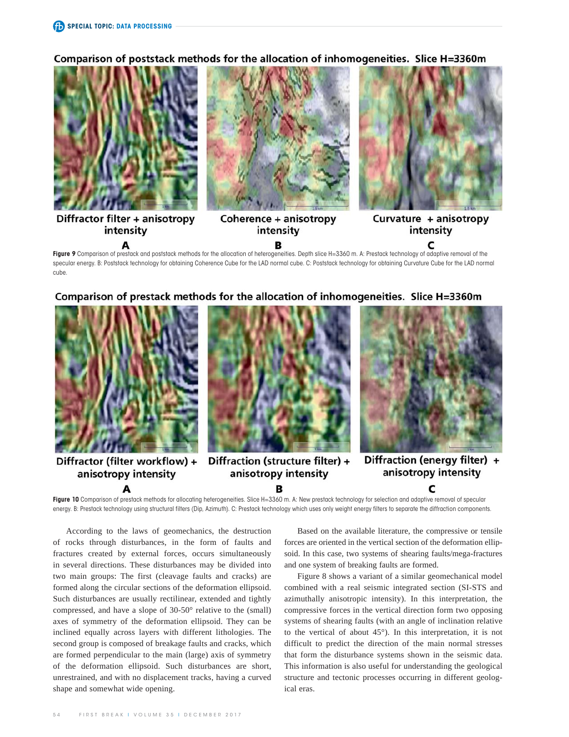Comparison of poststack methods for the allocation of inhomogeneities. Slice H=3360m

Diffractor filter + anisotropy intensity — A

Coherence + anisotropy intensity — B

Curvature + anisotropy intensity — C

**Figure 9** Comparison of prestack and poststack methods for the allocation of heterogeneities. Depth slice H=3360 m. A: Prestack technology of adaptive removal of the specular energy. B: Poststack technology for obtaining Coherence Cube for the LAD normal cube. C: Poststack technology for obtaining Curvature Cube for the LAD normal cube.

Comparison of prestack methods for the allocation of inhomogeneities. Slice H=3360m

Diffractor (filter workflow) + anisotropy intensity — A

Diffraction (structure filter) + anisotropy intensity — B

Diffraction (energy filter) + anisotropy intensity — C

**Figure 10** Comparison of prestack methods for allocating heterogeneities. Slice H=3360 m. A: New prestack technology for selection and adaptive removal of specular energy. B: Prestack technology using structural filters (Dip, Azimuth). C: Prestack technology which uses only weight energy filters to separate the diffraction components.

According to the laws of geomechanics, the destruction of rocks through disturbances, in the form of faults and fractures created by external forces, occurs simultaneously in several directions. These disturbances may be divided into two main groups: The first (cleavage faults and cracks) are formed along the circular sections of the deformation ellipsoid. Such disturbances are usually rectilinear, extended and tightly compressed, and have a slope of 30-50° relative to the (small) axes of symmetry of the deformation ellipsoid. They can be inclined equally across layers with different lithologies. The second group is composed of breakage faults and cracks, which are formed perpendicular to the main (large) axis of symmetry of the deformation ellipsoid. Such disturbances are short, unrestrained, and with no displacement tracks, having a curved shape and somewhat wide opening.

Based on the available literature, the compressive or tensile forces are oriented in the vertical section of the deformation ellipsoid. In this case, two systems of shearing faults/mega-fractures and one system of breaking faults are formed.

Figure 8 shows a variant of a similar geomechanical model combined with a real seismic integrated section (SI-STS and azimuthally anisotropic intensity). In this interpretation, the compressive forces in the vertical direction form two opposing systems of shearing faults (with an angle of inclination relative to the vertical of about 45°). In this interpretation, it is not difficult to predict the direction of the main normal stresses that form the disturbance systems shown in the seismic data. This information is also useful for understanding the geological structure and tectonic processes occurring in different geological eras.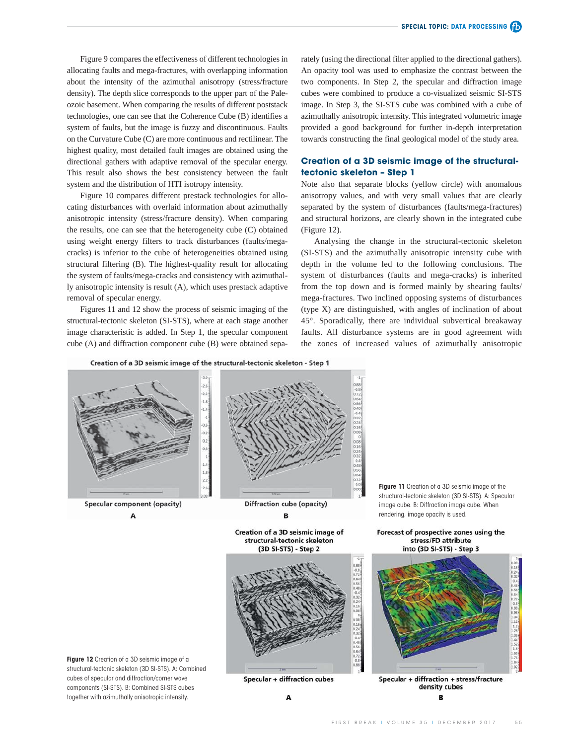Figure 9 compares the effectiveness of different technologies in allocating faults and mega-fractures, with overlapping information about the intensity of the azimuthal anisotropy (stress/fracture density). The depth slice corresponds to the upper part of the Paleozoic basement. When comparing the results of different poststack technologies, one can see that the Coherence Cube (B) identifies a system of faults, but the image is fuzzy and discontinuous. Faults on the Curvature Cube (C) are more continuous and rectilinear. The highest quality, most detailed fault images are obtained using the directional gathers with adaptive removal of the specular energy. This result also shows the best consistency between the fault system and the distribution of HTI isotropy intensity.

Figure 10 compares different prestack technologies for allocating disturbances with overlaid information about azimuthally anisotropic intensity (stress/fracture density). When comparing the results, one can see that the heterogeneity cube (C) obtained using weight energy filters to track disturbances (faults/mega-cracks) is inferior to the cube of heterogeneities obtained using structural filtering (B). The highest-quality result for allocating the system of faults/mega-cracks and consistency with azimuthally anisotropic intensity is result (A), which uses prestack adaptive removal of specular energy.

Figures 11 and 12 show the process of seismic imaging of the structural-tectonic skeleton (SI-STS), where at each stage another image characteristic is added. In Step 1, the specular component cube (A) and diffraction component cube (B) were obtained separately (using the directional filter applied to the directional gathers). An opacity tool was used to emphasize the contrast between the two components. In Step 2, the specular and diffraction image cubes were combined to produce a co-visualized seismic SI-STS image. In Step 3, the SI-STS cube was combined with a cube of azimuthally anisotropic intensity. This integrated volumetric image provided a good background for further in-depth interpretation towards constructing the final geological model of the study area.

## Creation of a 3D seismic image of the structural-tectonic skeleton – Step 1

Note also that separate blocks (yellow circle) with anomalous anisotropy values, and with very small values that are clearly separated by the system of disturbances (faults/mega-fractures) and structural horizons, are clearly shown in the integrated cube (Figure 12).

Analysing the change in the structural-tectonic skeleton (SI-STS) and the azimuthally anisotropic intensity cube with depth in the volume led to the following conclusions. The system of disturbances (faults and mega-cracks) is inherited from the top down and is formed mainly by shearing faults/mega-fractures. Two inclined opposing systems of disturbances (type X) are distinguished, with angles of inclination of about 45°. Sporadically, there are individual subvertical breakaway faults. All disturbance systems are in good agreement with the zones of increased values of azimuthally anisotropic

**Figure 11** Creation of a 3D seismic image of the structural-tectonic skeleton (3D SI-STS). A: Specular image cube. B: Diffraction image cube. When rendering, image opacity is used.

**Figure 12** Creation of a 3D seismic image of a structural-tectonic skeleton (3D SI-STS). A: Combined cubes of specular and diffraction/corner wave components (SI-STS). B: Combined SI-STS cubes together with azimuthally anisotropic intensity.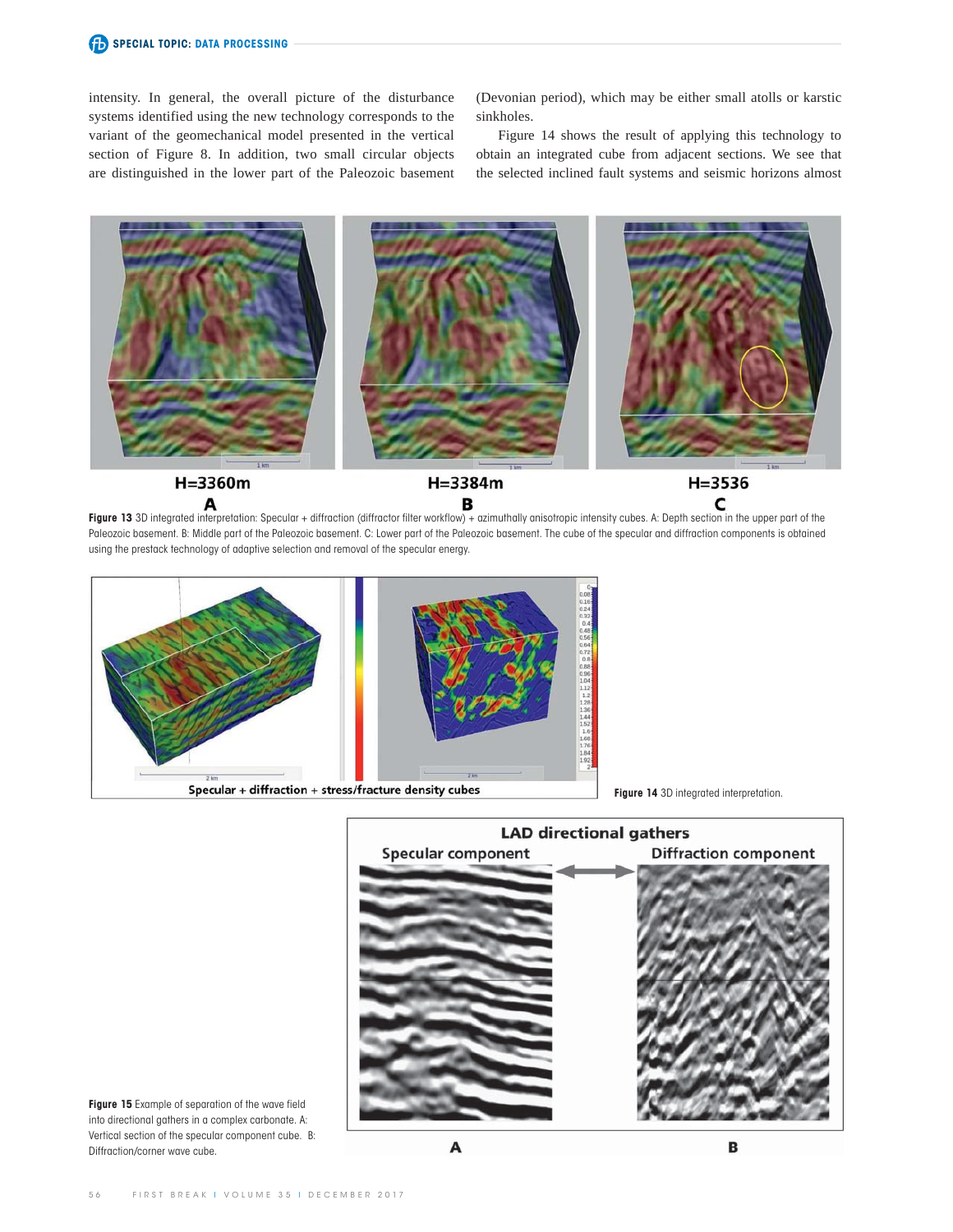intensity. In general, the overall picture of the disturbance systems identified using the new technology corresponds to the variant of the geomechanical model presented in the vertical section of Figure 8. In addition, two small circular objects are distinguished in the lower part of the Paleozoic basement (Devonian period), which may be either small atolls or karstic sinkholes.

Figure 14 shows the result of applying this technology to obtain an integrated cube from adjacent sections. We see that the selected inclined fault systems and seismic horizons almost

**Figure 13** 3D integrated interpretation: Specular + diffraction (diffractor filter workflow) + azimuthally anisotropic intensity cubes. A: Depth section in the upper part of the Paleozoic basement. B: Middle part of the Paleozoic basement. C: Lower part of the Paleozoic basement. The cube of the specular and diffraction components is obtained using the prestack technology of adaptive selection and removal of the specular energy.

**Figure 14** 3D integrated interpretation.

**Figure 15** Example of separation of the wave field into directional gathers in a complex carbonate. A: Vertical section of the specular component cube. B: Diffraction/corner wave cube.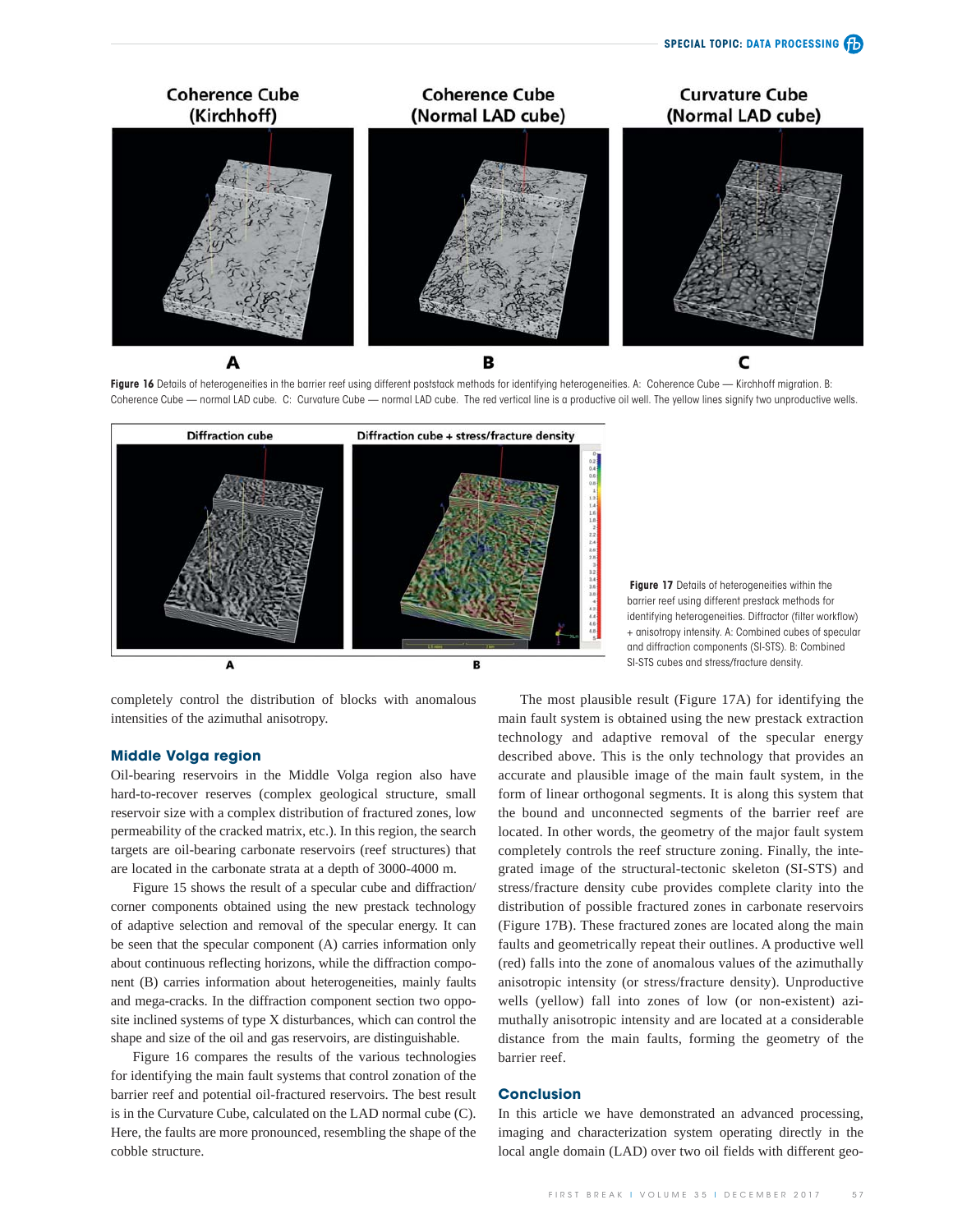Figure 16 Details of heterogeneities in the barrier reef using different poststack methods for identifying heterogeneities. A: Coherence Cube — Kirchhoff migration. B: Coherence Cube — normal LAD cube. C: Curvature Cube — normal LAD cube. The red vertical line is a productive oil well. The yellow lines signify two unproductive wells.

Figure 17 Details of heterogeneities within the barrier reef using different prestack methods for identifying heterogeneities. Diffractor (filter workflow) + anisotropy intensity. A: Combined cubes of specular and diffraction components (SI-STS). B: Combined SI-STS cubes and stress/fracture density.

completely control the distribution of blocks with anomalous intensities of the azimuthal anisotropy.

## Middle Volga region

Oil-bearing reservoirs in the Middle Volga region also have hard-to-recover reserves (complex geological structure, small reservoir size with a complex distribution of fractured zones, low permeability of the cracked matrix, etc.). In this region, the search targets are oil-bearing carbonate reservoirs (reef structures) that are located in the carbonate strata at a depth of 3000-4000 m.

Figure 15 shows the result of a specular cube and diffraction/corner components obtained using the new prestack technology of adaptive selection and removal of the specular energy. It can be seen that the specular component (A) carries information only about continuous reflecting horizons, while the diffraction component (B) carries information about heterogeneities, mainly faults and mega-cracks. In the diffraction component section two opposite inclined systems of type X disturbances, which can control the shape and size of the oil and gas reservoirs, are distinguishable.

Figure 16 compares the results of the various technologies for identifying the main fault systems that control zonation of the barrier reef and potential oil-fractured reservoirs. The best result is in the Curvature Cube, calculated on the LAD normal cube (C). Here, the faults are more pronounced, resembling the shape of the cobble structure.

The most plausible result (Figure 17A) for identifying the main fault system is obtained using the new prestack extraction technology and adaptive removal of the specular energy described above. This is the only technology that provides an accurate and plausible image of the main fault system, in the form of linear orthogonal segments. It is along this system that the bound and unconnected segments of the barrier reef are located. In other words, the geometry of the major fault system completely controls the reef structure zoning. Finally, the integrated image of the structural-tectonic skeleton (SI-STS) and stress/fracture density cube provides complete clarity into the distribution of possible fractured zones in carbonate reservoirs (Figure 17B). These fractured zones are located along the main faults and geometrically repeat their outlines. A productive well (red) falls into the zone of anomalous values of the azimuthally anisotropic intensity (or stress/fracture density). Unproductive wells (yellow) fall into zones of low (or non-existent) azimuthally anisotropic intensity and are located at a considerable distance from the main faults, forming the geometry of the barrier reef.

## Conclusion

In this article we have demonstrated an advanced processing, imaging and characterization system operating directly in the local angle domain (LAD) over two oil fields with different geo-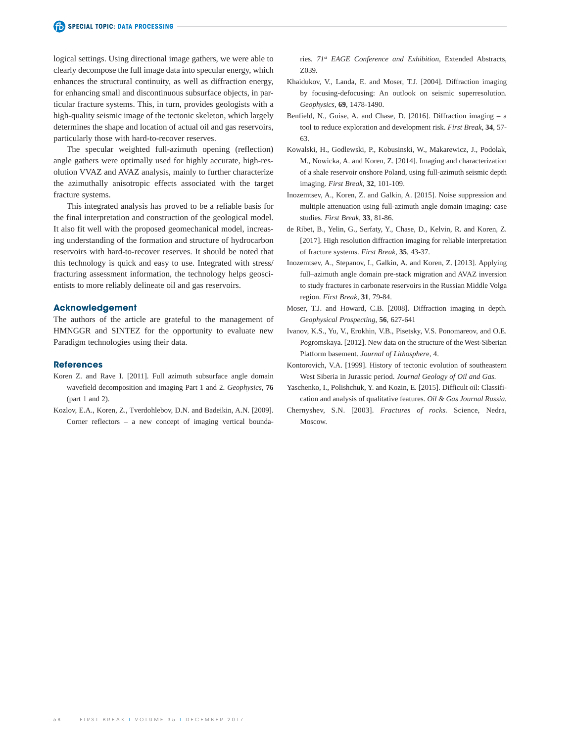logical settings. Using directional image gathers, we were able to clearly decompose the full image data into specular energy, which enhances the structural continuity, as well as diffraction energy, for enhancing small and discontinuous subsurface objects, in particular fracture systems. This, in turn, provides geologists with a high-quality seismic image of the tectonic skeleton, which largely determines the shape and location of actual oil and gas reservoirs, particularly those with hard-to-recover reserves.

The specular weighted full-azimuth opening (reflection) angle gathers were optimally used for highly accurate, high-resolution VVAZ and AVAZ analysis, mainly to further characterize the azimuthally anisotropic effects associated with the target fracture systems.

This integrated analysis has proved to be a reliable basis for the final interpretation and construction of the geological model. It also fit well with the proposed geomechanical model, increasing understanding of the formation and structure of hydrocarbon reservoirs with hard-to-recover reserves. It should be noted that this technology is quick and easy to use. Integrated with stress/fracturing assessment information, the technology helps geoscientists to more reliably delineate oil and gas reservoirs.

## Acknowledgement

The authors of the article are grateful to the management of HMNGGR and SINTEZ for the opportunity to evaluate new Paradigm technologies using their data.

## References

Koren Z. and Rave I. [2011]. Full azimuth subsurface angle domain wavefield decomposition and imaging Part 1 and 2. *Geophysics,* **76** (part 1 and 2).

Kozlov, E.A., Koren, Z., Tverdohlebov, D.N. and Badeikin, A.N. [2009]. Corner reflectors – a new concept of imaging vertical boundaries. *71st EAGE Conference and Exhibition*, Extended Abstracts, Z039.

Khaidukov, V., Landa, E. and Moser, T.J. [2004]. Diffraction imaging by focusing-defocusing: An outlook on seismic superresolution. *Geophysics*, **69**, 1478-1490.

Benfield, N., Guise, A. and Chase, D. [2016]. Diffraction imaging – a tool to reduce exploration and development risk. *First Break*, **34**, 57-63.

Kowalski, H., Godlewski, P., Kobusinski, W., Makarewicz, J., Podolak, M., Nowicka, A. and Koren, Z. [2014]. Imaging and characterization of a shale reservoir onshore Poland, using full-azimuth seismic depth imaging. *First Break*, **32**, 101-109.

Inozemtsev, A., Koren, Z. and Galkin, A. [2015]. Noise suppression and multiple attenuation using full-azimuth angle domain imaging: case studies. *First Break*, **33**, 81-86.

de Ribet, B., Yelin, G., Serfaty, Y., Chase, D., Kelvin, R. and Koren, Z. [2017]. High resolution diffraction imaging for reliable interpretation of fracture systems. *First Break*, **35**, 43-37.

Inozemtsev, A., Stepanov, I., Galkin, A. and Koren, Z. [2013]. Applying full–azimuth angle domain pre-stack migration and AVAZ inversion to study fractures in carbonate reservoirs in the Russian Middle Volga region. *First Break*, **31**, 79-84.

Moser, T.J. and Howard, C.B. [2008]. Diffraction imaging in depth. *Geophysical Prospecting*, **56**, 627-641

Ivanov, K.S., Yu, V., Erokhin, V.B., Pisetsky, V.S. Ponomareov, and O.E. Pogromskaya. [2012]. New data on the structure of the West-Siberian Platform basement. *Journal of Lithosphere*, 4.

Kontorovich, V.A. [1999]. History of tectonic evolution of southeastern West Siberia in Jurassic period. *Journal Geology of Oil and Gas.*

Yaschenko, I., Polishchuk, Y. and Kozin, E. [2015]. Difficult oil: Classification and analysis of qualitative features. *Oil & Gas Journal Russia.*

Chernyshev, S.N. [2003]. *Fractures of rocks.* Science, Nedra, Moscow.